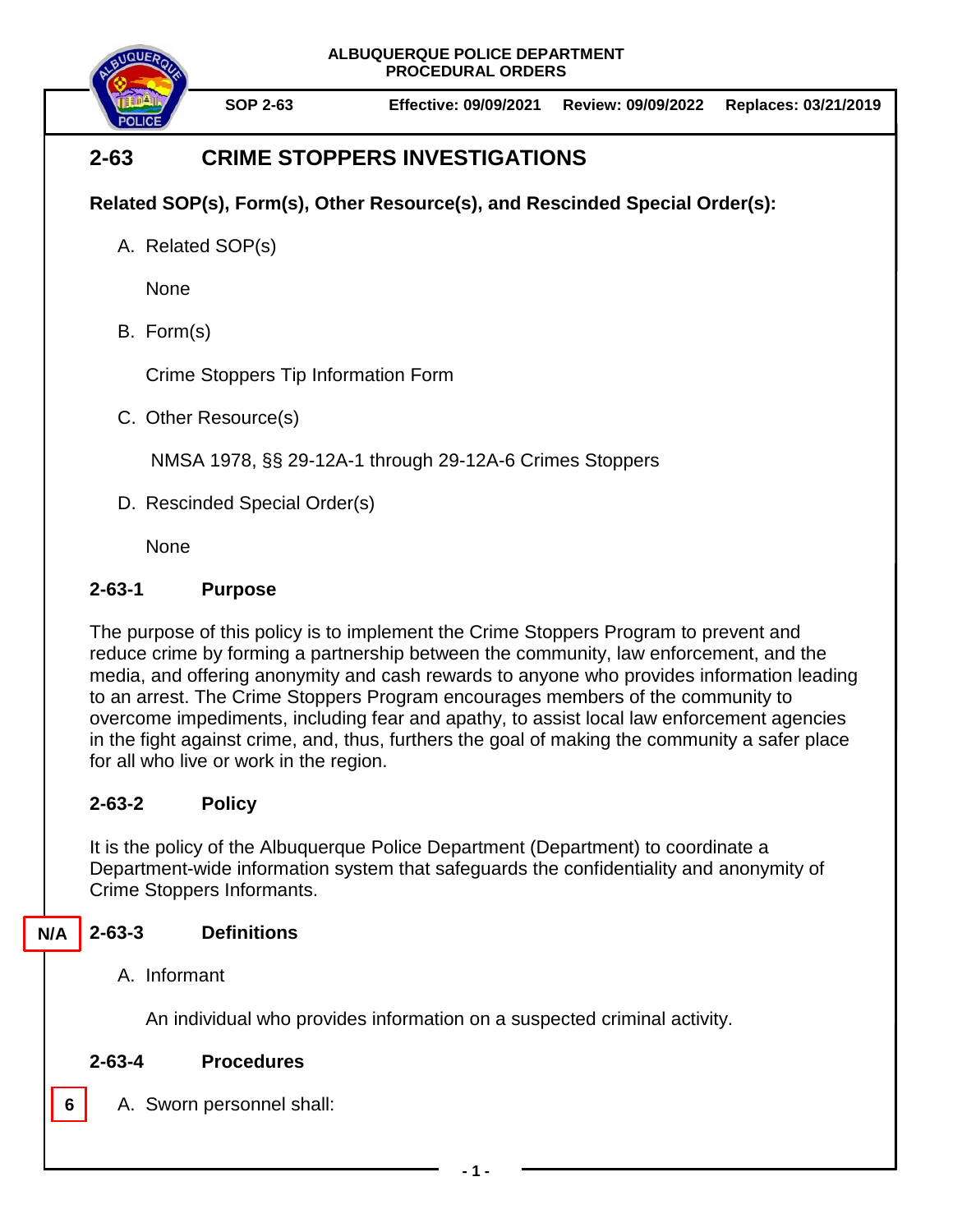ALBUQUERQUE POLICE DEPARTMENT
PROCEDURAL ORDERS

**SOP 2-63** | **Effective: 09/09/2021** | **Review: 09/09/2022** | **Replaces: 03/21/2019**

# 2-63 CRIME STOPPERS INVESTIGATIONS

**Related SOP(s), Form(s), Other Resource(s), and Rescinded Special Order(s):**

A. Related SOP(s)

None

B. Form(s)

Crime Stoppers Tip Information Form

C. Other Resource(s)

NMSA 1978, §§ 29-12A-1 through 29-12A-6 Crimes Stoppers

D. Rescinded Special Order(s)

None

## 2-63-1 Purpose

The purpose of this policy is to implement the Crime Stoppers Program to prevent and reduce crime by forming a partnership between the community, law enforcement, and the media, and offering anonymity and cash rewards to anyone who provides information leading to an arrest. The Crime Stoppers Program encourages members of the community to overcome impediments, including fear and apathy, to assist local law enforcement agencies in the fight against crime, and, thus, furthers the goal of making the community a safer place for all who live or work in the region.

## 2-63-2 Policy

It is the policy of the Albuquerque Police Department (Department) to coordinate a Department-wide information system that safeguards the confidentiality and anonymity of Crime Stoppers Informants.

N/A

## 2-63-3 Definitions

A. Informant

An individual who provides information on a suspected criminal activity.

## 2-63-4 Procedures

6

A. Sworn personnel shall: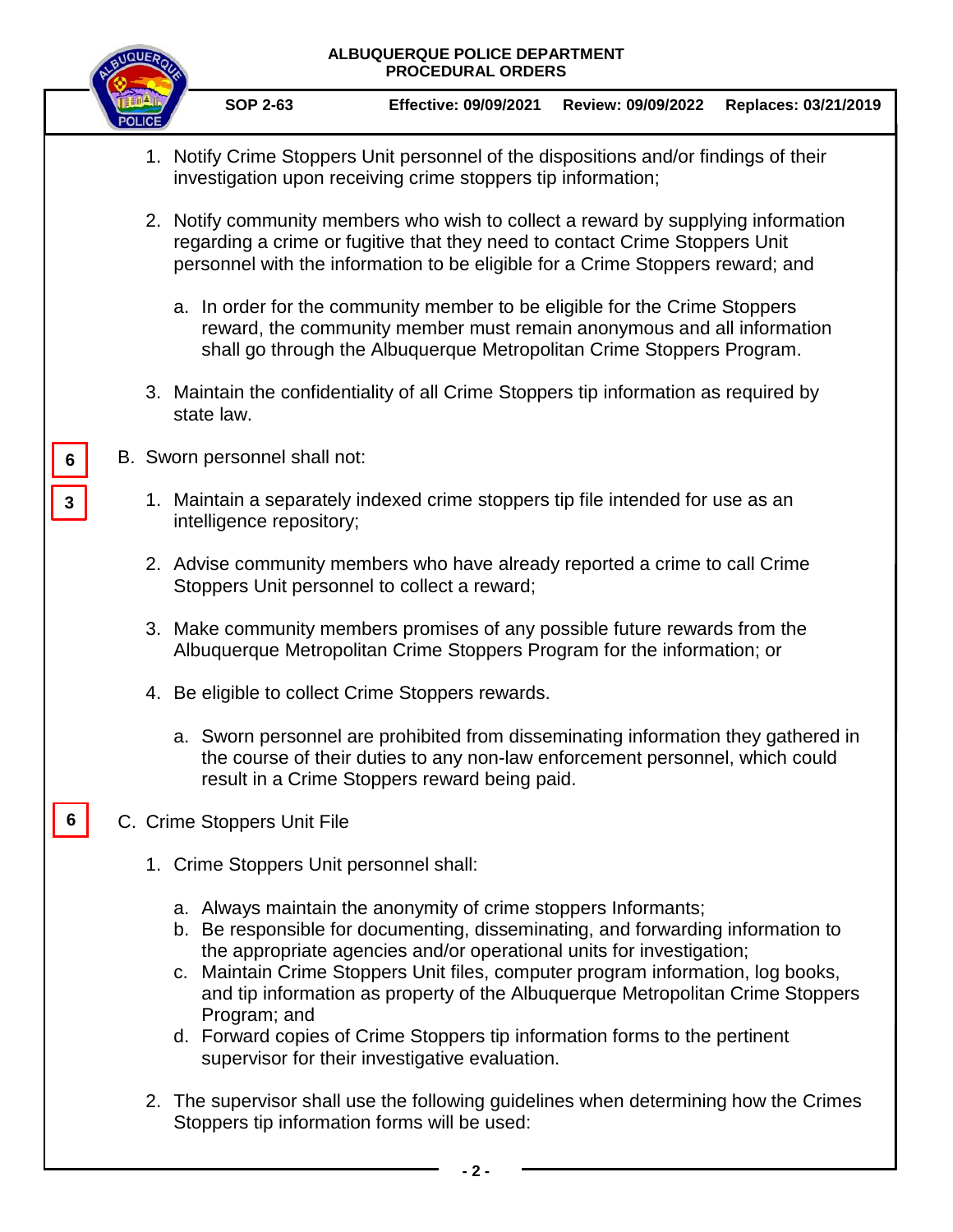1. Notify Crime Stoppers Unit personnel of the dispositions and/or findings of their investigation upon receiving crime stoppers tip information;

2. Notify community members who wish to collect a reward by supplying information regarding a crime or fugitive that they need to contact Crime Stoppers Unit personnel with the information to be eligible for a Crime Stoppers reward; and

   a. In order for the community member to be eligible for the Crime Stoppers reward, the community member must remain anonymous and all information shall go through the Albuquerque Metropolitan Crime Stoppers Program.

3. Maintain the confidentiality of all Crime Stoppers tip information as required by state law.

6

B. Sworn personnel shall not:

3

1. Maintain a separately indexed crime stoppers tip file intended for use as an intelligence repository;

2. Advise community members who have already reported a crime to call Crime Stoppers Unit personnel to collect a reward;

3. Make community members promises of any possible future rewards from the Albuquerque Metropolitan Crime Stoppers Program for the information; or

4. Be eligible to collect Crime Stoppers rewards.

   a. Sworn personnel are prohibited from disseminating information they gathered in the course of their duties to any non-law enforcement personnel, which could result in a Crime Stoppers reward being paid.

6

C. Crime Stoppers Unit File

1. Crime Stoppers Unit personnel shall:

   a. Always maintain the anonymity of crime stoppers Informants;
   b. Be responsible for documenting, disseminating, and forwarding information to the appropriate agencies and/or operational units for investigation;
   c. Maintain Crime Stoppers Unit files, computer program information, log books, and tip information as property of the Albuquerque Metropolitan Crime Stoppers Program; and
   d. Forward copies of Crime Stoppers tip information forms to the pertinent supervisor for their investigative evaluation.

2. The supervisor shall use the following guidelines when determining how the Crimes Stoppers tip information forms will be used: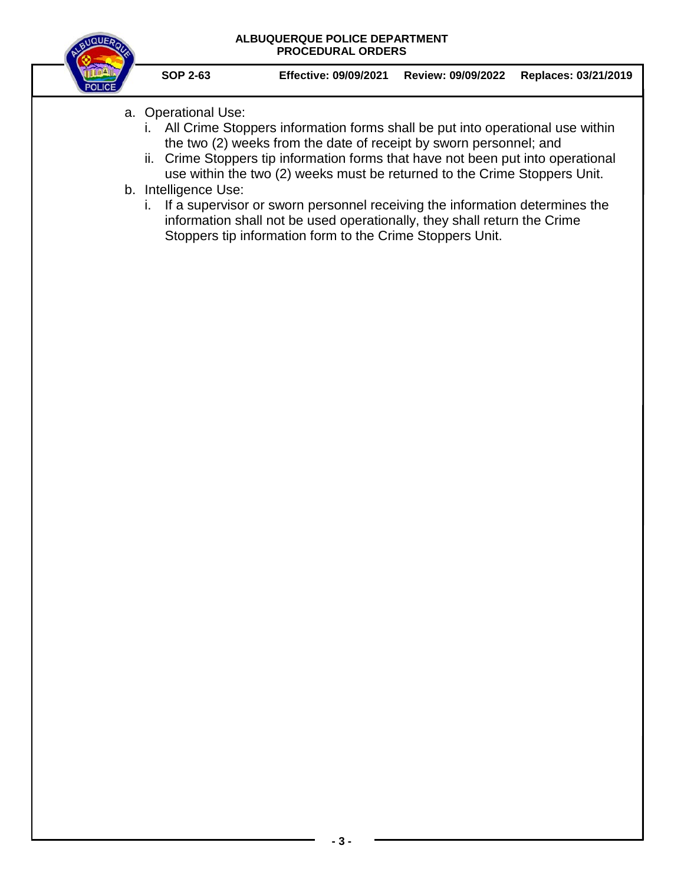a. Operational Use:
   i. All Crime Stoppers information forms shall be put into operational use within the two (2) weeks from the date of receipt by sworn personnel; and
   ii. Crime Stoppers tip information forms that have not been put into operational use within the two (2) weeks must be returned to the Crime Stoppers Unit.
b. Intelligence Use:
   i. If a supervisor or sworn personnel receiving the information determines the information shall not be used operationally, they shall return the Crime Stoppers tip information form to the Crime Stoppers Unit.